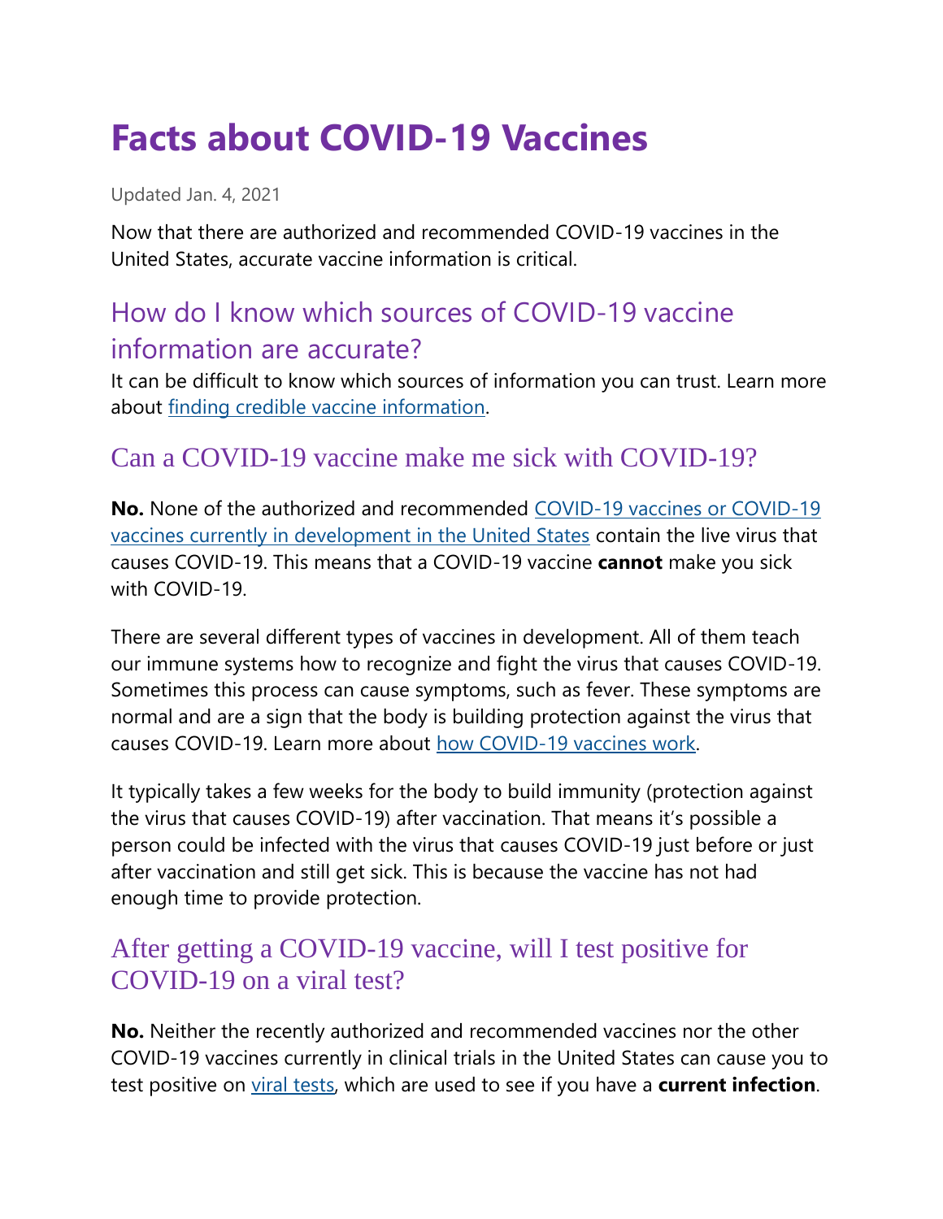# Facts about COVID-19 Vaccines

Updated Jan. 4, 2021

Now that there are authorized and recommended COVID-19 vaccines in the United States, accurate vaccine information is critical.

## How do I know which sources of COVID-19 vaccine information are accurate?

It can be difficult to know which sources of information you can trust. Learn more about finding credible vaccine information.

## Can a COVID-19 vaccine make me sick with COVID-19?

**No.** None of the authorized and recommended COVID-19 vaccines or COVID-19 vaccines currently in development in the United States contain the live virus that causes COVID-19. This means that a COVID-19 vaccine **cannot** make you sick with COVID-19.

There are several different types of vaccines in development. All of them teach our immune systems how to recognize and fight the virus that causes COVID-19. Sometimes this process can cause symptoms, such as fever. These symptoms are normal and are a sign that the body is building protection against the virus that causes COVID-19. Learn more about how COVID-19 vaccines work.

It typically takes a few weeks for the body to build immunity (protection against the virus that causes COVID-19) after vaccination. That means it's possible a person could be infected with the virus that causes COVID-19 just before or just after vaccination and still get sick. This is because the vaccine has not had enough time to provide protection.

## After getting a COVID-19 vaccine, will I test positive for COVID-19 on a viral test?

**No.** Neither the recently authorized and recommended vaccines nor the other COVID-19 vaccines currently in clinical trials in the United States can cause you to test positive on viral tests, which are used to see if you have a **current infection**.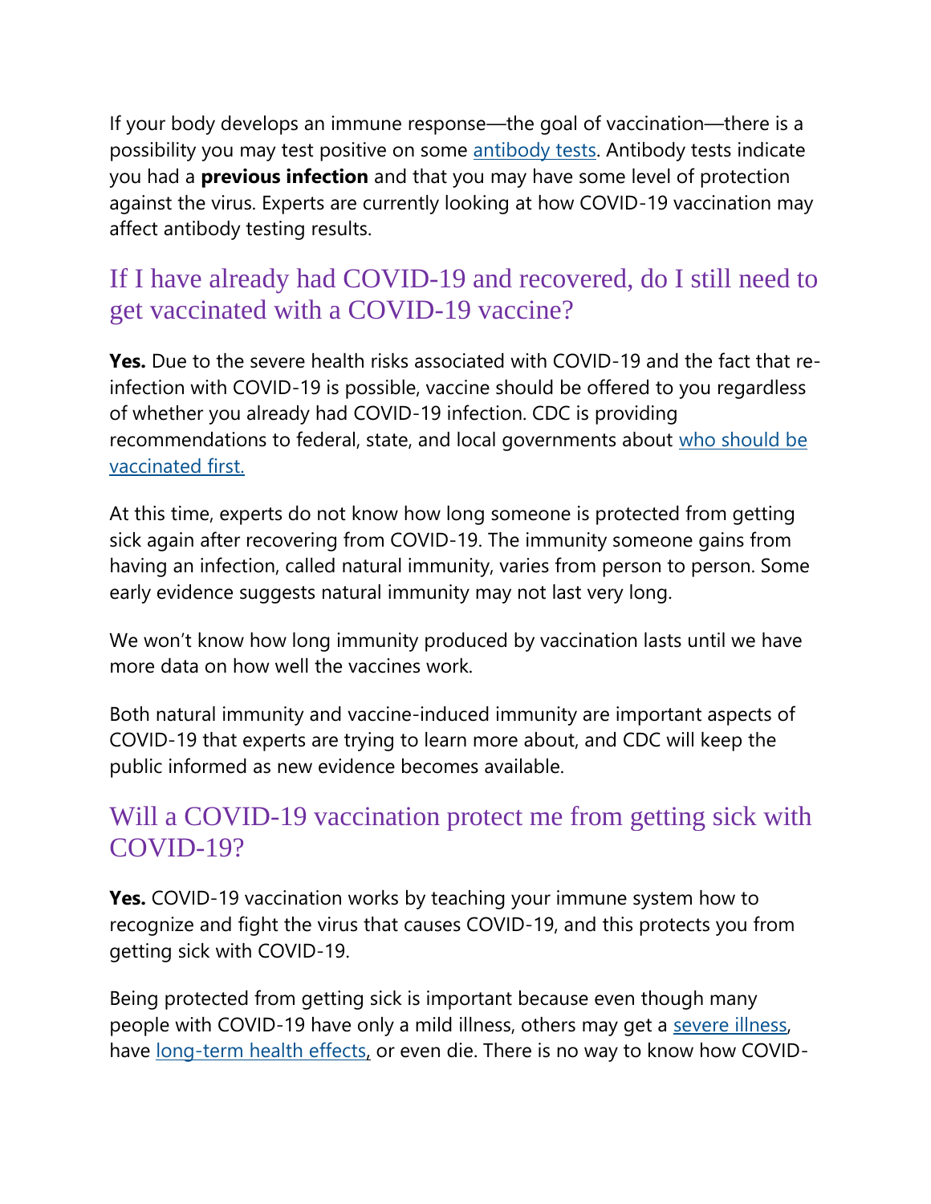If your body develops an immune response—the goal of vaccination—there is a possibility you may test positive on some antibody tests. Antibody tests indicate you had a **previous infection** and that you may have some level of protection against the virus. Experts are currently looking at how COVID-19 vaccination may affect antibody testing results.

## If I have already had COVID-19 and recovered, do I still need to get vaccinated with a COVID-19 vaccine?

**Yes.** Due to the severe health risks associated with COVID-19 and the fact that re-infection with COVID-19 is possible, vaccine should be offered to you regardless of whether you already had COVID-19 infection. CDC is providing recommendations to federal, state, and local governments about who should be vaccinated first.

At this time, experts do not know how long someone is protected from getting sick again after recovering from COVID-19. The immunity someone gains from having an infection, called natural immunity, varies from person to person. Some early evidence suggests natural immunity may not last very long.

We won't know how long immunity produced by vaccination lasts until we have more data on how well the vaccines work.

Both natural immunity and vaccine-induced immunity are important aspects of COVID-19 that experts are trying to learn more about, and CDC will keep the public informed as new evidence becomes available.

## Will a COVID-19 vaccination protect me from getting sick with COVID-19?

**Yes.** COVID-19 vaccination works by teaching your immune system how to recognize and fight the virus that causes COVID-19, and this protects you from getting sick with COVID-19.

Being protected from getting sick is important because even though many people with COVID-19 have only a mild illness, others may get a severe illness, have long-term health effects, or even die. There is no way to know how COVID-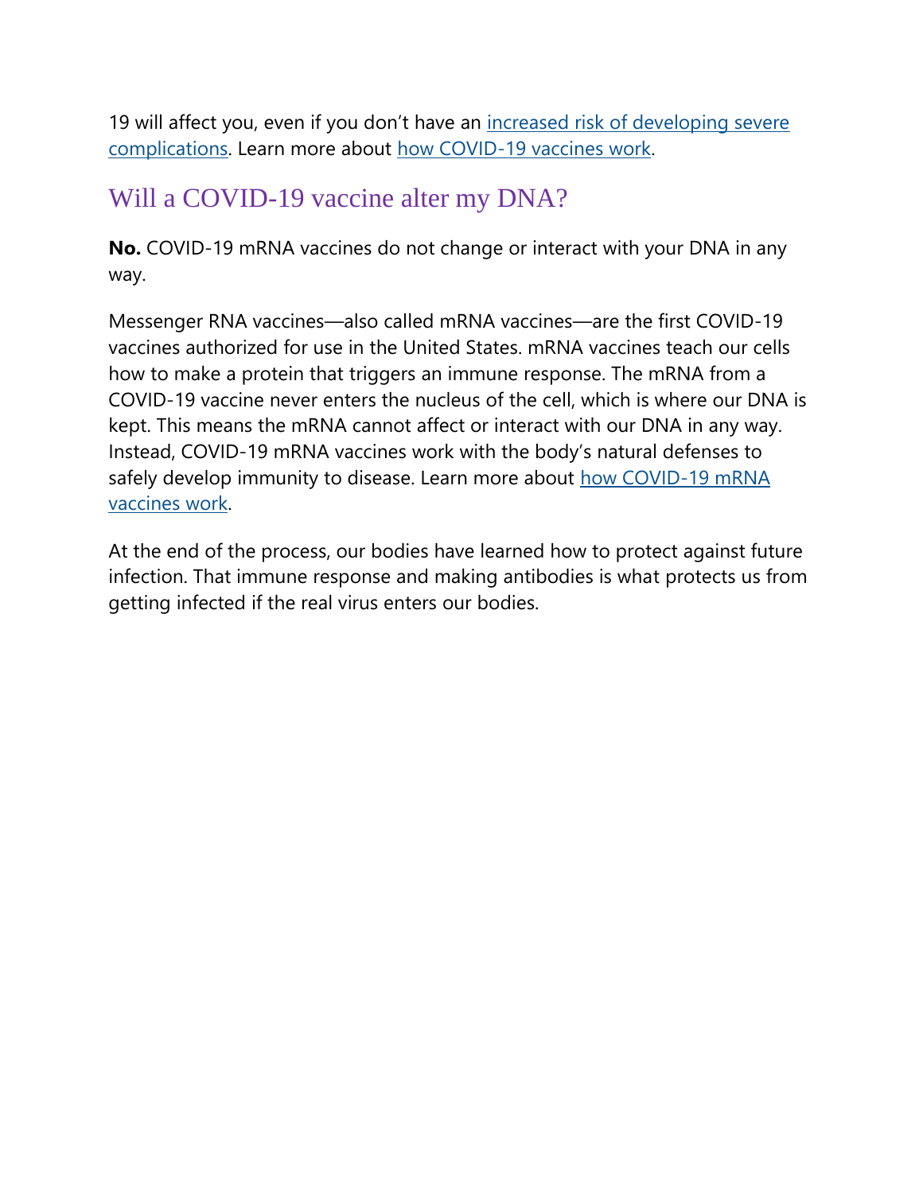19 will affect you, even if you don't have an [increased risk of developing severe complications](). Learn more about [how COVID-19 vaccines work]().

## Will a COVID-19 vaccine alter my DNA?

**No.** COVID-19 mRNA vaccines do not change or interact with your DNA in any way.

Messenger RNA vaccines—also called mRNA vaccines—are the first COVID-19 vaccines authorized for use in the United States. mRNA vaccines teach our cells how to make a protein that triggers an immune response. The mRNA from a COVID-19 vaccine never enters the nucleus of the cell, which is where our DNA is kept. This means the mRNA cannot affect or interact with our DNA in any way. Instead, COVID-19 mRNA vaccines work with the body's natural defenses to safely develop immunity to disease. Learn more about [how COVID-19 mRNA vaccines work]().

At the end of the process, our bodies have learned how to protect against future infection. That immune response and making antibodies is what protects us from getting infected if the real virus enters our bodies.